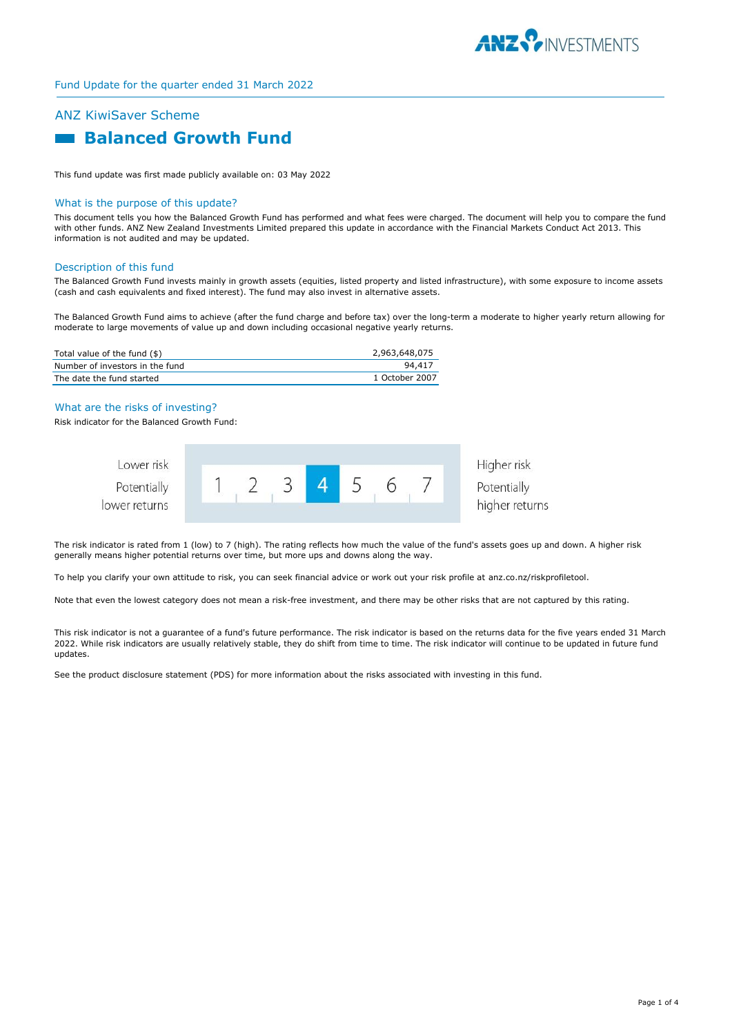Fund Update for the quarter ended 31 March 2022

## ANZ KiwiSaver Scheme

# Balanced Growth Fund

This fund update was first made publicly available on: 03 May 2022

### What is the purpose of this update?

This document tells you how the Balanced Growth Fund has performed and what fees were charged. The document will help you to compare the fund with other funds. ANZ New Zealand Investments Limited prepared this update in accordance with the Financial Markets Conduct Act 2013. This information is not audited and may be updated.

### Description of this fund

The Balanced Growth Fund invests mainly in growth assets (equities, listed property and listed infrastructure), with some exposure to income assets (cash and cash equivalents and fixed interest). The fund may also invest in alternative assets.

The Balanced Growth Fund aims to achieve (after the fund charge and before tax) over the long-term a moderate to higher yearly return allowing for moderate to large movements of value up and down including occasional negative yearly returns.

| | |
|---|---|
| Total value of the fund ($) | 2,963,648,075 |
| Number of investors in the fund | 94,417 |
| The date the fund started | 1 October 2007 |

### What are the risks of investing?

Risk indicator for the Balanced Growth Fund:

| Lower risk<br>Potentially lower returns | 1 | 2 | 3 | **4** | 5 | 6 | 7 | Higher risk<br>Potentially higher returns |
|---|---|---|---|---|---|---|---|---|

The risk indicator is rated from 1 (low) to 7 (high). The rating reflects how much the value of the fund's assets goes up and down. A higher risk generally means higher potential returns over time, but more ups and downs along the way.

To help you clarify your own attitude to risk, you can seek financial advice or work out your risk profile at anz.co.nz/riskprofiletool.

Note that even the lowest category does not mean a risk-free investment, and there may be other risks that are not captured by this rating.

This risk indicator is not a guarantee of a fund's future performance. The risk indicator is based on the returns data for the five years ended 31 March 2022. While risk indicators are usually relatively stable, they do shift from time to time. The risk indicator will continue to be updated in future fund updates.

See the product disclosure statement (PDS) for more information about the risks associated with investing in this fund.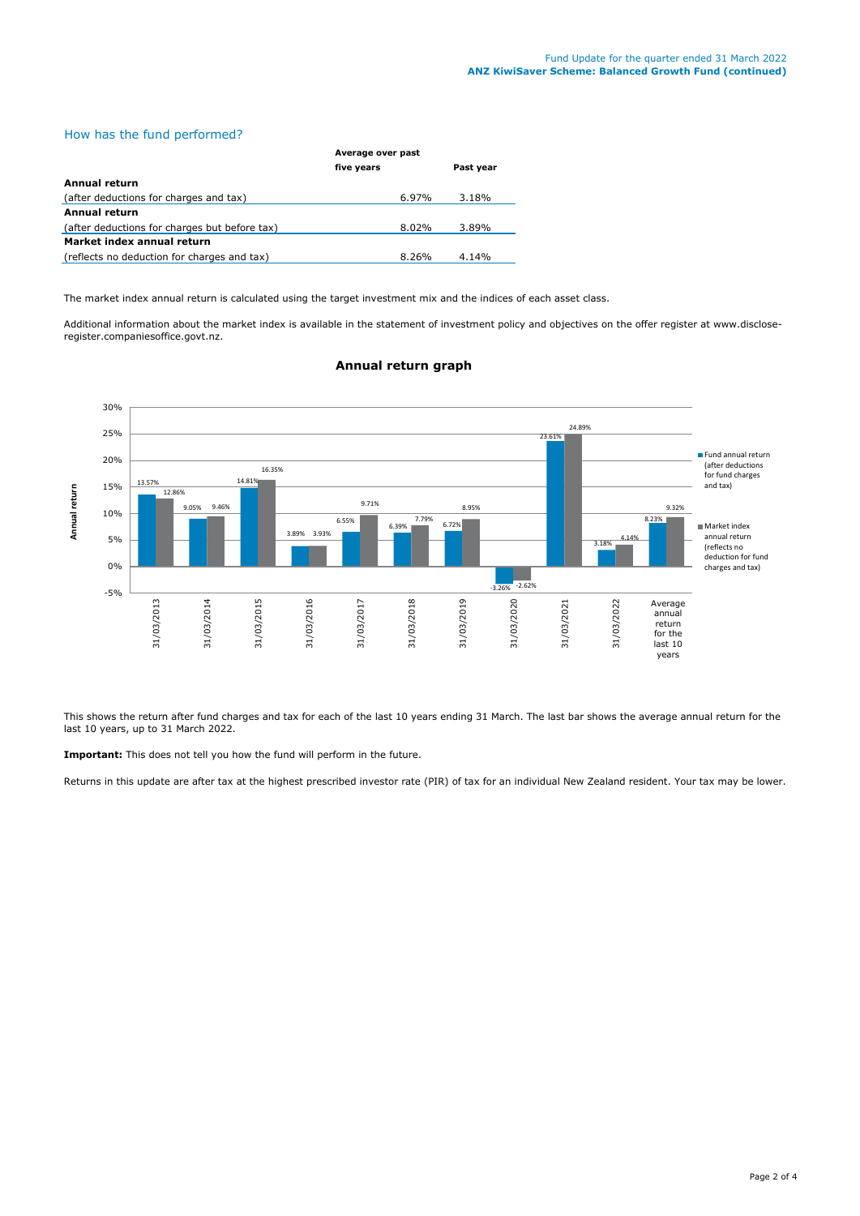## How has the fund performed?

| | Average over past five years | Past year |
|---|---|---|
| **Annual return** | | |
| (after deductions for charges and tax) | 6.97% | 3.18% |
| **Annual return** | | |
| (after deductions for charges but before tax) | 8.02% | 3.89% |
| **Market index annual return** | | |
| (reflects no deduction for charges and tax) | 8.26% | 4.14% |

The market index annual return is calculated using the target investment mix and the indices of each asset class.

Additional information about the market index is available in the statement of investment policy and objectives on the offer register at www.disclose-register.companiesoffice.govt.nz.

### Annual return graph

| | Fund annual return (after deductions for fund charges and tax) | Market index annual return (reflects no deduction for fund charges and tax) |
|---|---|---|
| 31/03/2013 | 13.57% | 12.86% |
| 31/03/2014 | 9.05% | 9.46% |
| 31/03/2015 | 14.81% | 16.35% |
| 31/03/2016 | 3.89% | 3.93% |
| 31/03/2017 | 6.55% | 9.71% |
| 31/03/2018 | 6.39% | 7.79% |
| 31/03/2019 | 6.72% | 8.95% |
| 31/03/2020 | -3.26% | -2.62% |
| 31/03/2021 | 23.61% | 24.89% |
| 31/03/2022 | 3.18% | 4.14% |
| Average annual return for the last 10 years | 8.23% | 9.32% |

This shows the return after fund charges and tax for each of the last 10 years ending 31 March. The last bar shows the average annual return for the last 10 years, up to 31 March 2022.

**Important:** This does not tell you how the fund will perform in the future.

Returns in this update are after tax at the highest prescribed investor rate (PIR) of tax for an individual New Zealand resident. Your tax may be lower.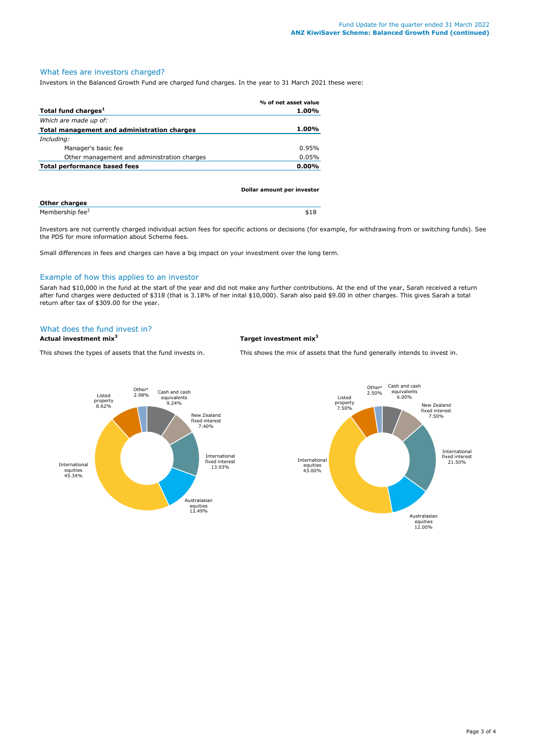## What fees are investors charged?

Investors in the Balanced Growth Fund are charged fund charges. In the year to 31 March 2021 these were:

| | % of net asset value |
|---|---|
| **Total fund charges[1]** | **1.00%** |
| *Which are made up of:* | |
| **Total management and administration charges** | **1.00%** |
| *Including:* | |
| Manager's basic fee | 0.95% |
| Other management and administration charges | 0.05% |
| **Total performance based fees** | **0.00%** |

| | Dollar amount per investor |
|---|---|
| **Other charges** | |
| Membership fee[2] | $18 |

Investors are not currently charged individual action fees for specific actions or decisions (for example, for withdrawing from or switching funds). See the PDS for more information about Scheme fees.

Small differences in fees and charges can have a big impact on your investment over the long term.

## Example of how this applies to an investor

Sarah had $10,000 in the fund at the start of the year and did not make any further contributions. At the end of the year, Sarah received a return after fund charges were deducted of $318 (that is 3.18% of her inital $10,000). Sarah also paid $9.00 in other charges. This gives Sarah a total return after tax of $309.00 for the year.

## What does the fund invest in?

### Actual investment mix[3]

This shows the types of assets that the fund invests in.

| Asset type | % |
|---|---|
| Cash and cash equivalents | 9.24% |
| New Zealand fixed interest | 7.40% |
| International fixed interest | 13.93% |
| Australasian equities | 12.49% |
| International equities | 45.34% |
| Listed property | 8.62% |
| Other[4] | 2.98% |

### Target investment mix[3]

This shows the mix of assets that the fund generally intends to invest in.

| Asset type | % |
|---|---|
| Cash and cash equivalents | 6.00% |
| New Zealand fixed interest | 7.50% |
| International fixed interest | 21.50% |
| Australasian equities | 12.00% |
| International equities | 43.00% |
| Listed property | 7.50% |
| Other[4] | 2.50% |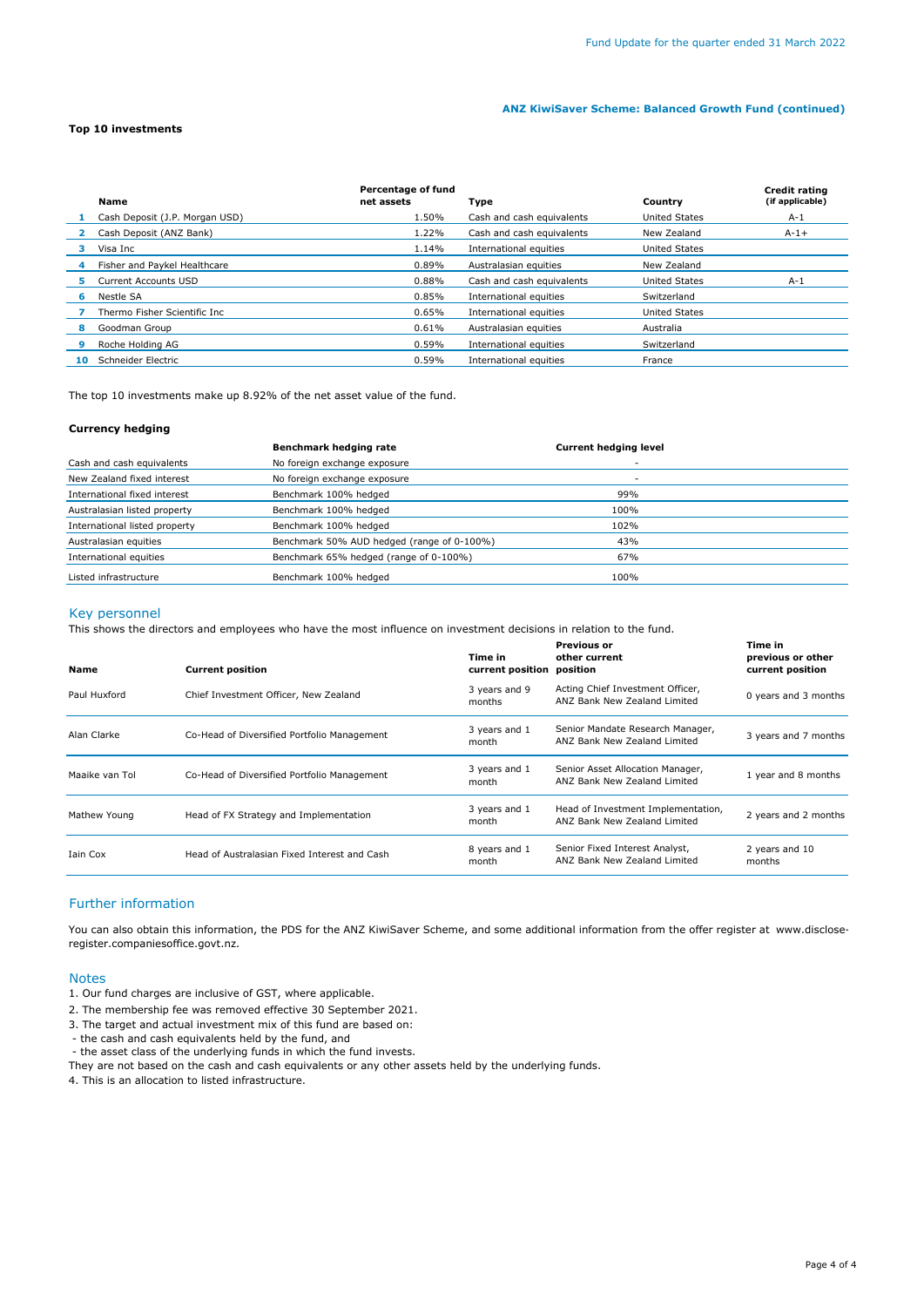## ANZ KiwiSaver Scheme: Balanced Growth Fund (continued)

### Top 10 investments

| | Name | Percentage of fund net assets | Type | Country | Credit rating (if applicable) |
|---|---|---|---|---|---|
| 1 | Cash Deposit (J.P. Morgan USD) | 1.50% | Cash and cash equivalents | United States | A-1 |
| 2 | Cash Deposit (ANZ Bank) | 1.22% | Cash and cash equivalents | New Zealand | A-1+ |
| 3 | Visa Inc | 1.14% | International equities | United States | |
| 4 | Fisher and Paykel Healthcare | 0.89% | Australasian equities | New Zealand | |
| 5 | Current Accounts USD | 0.88% | Cash and cash equivalents | United States | A-1 |
| 6 | Nestle SA | 0.85% | International equities | Switzerland | |
| 7 | Thermo Fisher Scientific Inc | 0.65% | International equities | United States | |
| 8 | Goodman Group | 0.61% | Australasian equities | Australia | |
| 9 | Roche Holding AG | 0.59% | International equities | Switzerland | |
| 10 | Schneider Electric | 0.59% | International equities | France | |

The top 10 investments make up 8.92% of the net asset value of the fund.

### Currency hedging

| | Benchmark hedging rate | Current hedging level |
|---|---|---|
| Cash and cash equivalents | No foreign exchange exposure | - |
| New Zealand fixed interest | No foreign exchange exposure | - |
| International fixed interest | Benchmark 100% hedged | 99% |
| Australasian listed property | Benchmark 100% hedged | 100% |
| International listed property | Benchmark 100% hedged | 102% |
| Australasian equities | Benchmark 50% AUD hedged (range of 0-100%) | 43% |
| International equities | Benchmark 65% hedged (range of 0-100%) | 67% |
| Listed infrastructure | Benchmark 100% hedged | 100% |

## Key personnel

This shows the directors and employees who have the most influence on investment decisions in relation to the fund.

| Name | Current position | Time in current position | Previous or other current position | Time in previous or other current position |
|---|---|---|---|---|
| Paul Huxford | Chief Investment Officer, New Zealand | 3 years and 9 months | Acting Chief Investment Officer, ANZ Bank New Zealand Limited | 0 years and 3 months |
| Alan Clarke | Co-Head of Diversified Portfolio Management | 3 years and 1 month | Senior Mandate Research Manager, ANZ Bank New Zealand Limited | 3 years and 7 months |
| Maaike van Tol | Co-Head of Diversified Portfolio Management | 3 years and 1 month | Senior Asset Allocation Manager, ANZ Bank New Zealand Limited | 1 year and 8 months |
| Mathew Young | Head of FX Strategy and Implementation | 3 years and 1 month | Head of Investment Implementation, ANZ Bank New Zealand Limited | 2 years and 2 months |
| Iain Cox | Head of Australasian Fixed Interest and Cash | 8 years and 1 month | Senior Fixed Interest Analyst, ANZ Bank New Zealand Limited | 2 years and 10 months |

## Further information

You can also obtain this information, the PDS for the ANZ KiwiSaver Scheme, and some additional information from the offer register at www.disclose-register.companiesoffice.govt.nz.

## Notes

1. Our fund charges are inclusive of GST, where applicable.
2. The membership fee was removed effective 30 September 2021.
3. The target and actual investment mix of this fund are based on:
 - the cash and cash equivalents held by the fund, and
 - the asset class of the underlying funds in which the fund invests.

They are not based on the cash and cash equivalents or any other assets held by the underlying funds.

4. This is an allocation to listed infrastructure.